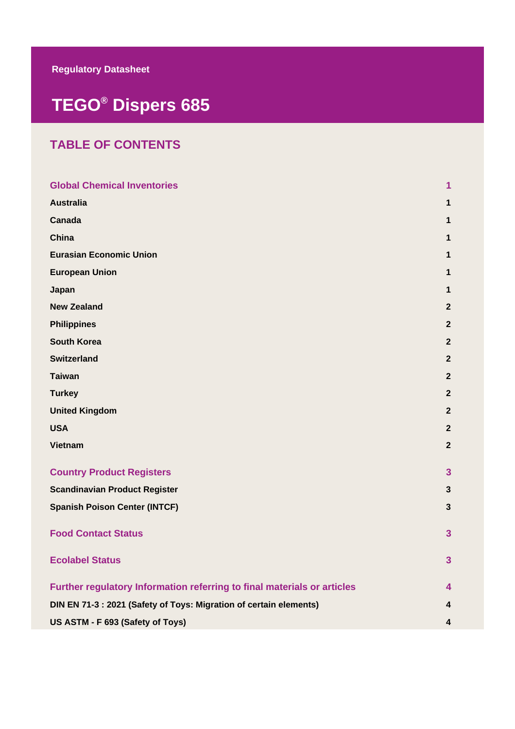Regulatory Datasheet

# TEGO® Dispers 685

## TABLE OF CONTENTS

| | |
|---|---|
| **Global Chemical Inventories** | **1** |
| Australia | 1 |
| Canada | 1 |
| China | 1 |
| Eurasian Economic Union | 1 |
| European Union | 1 |
| Japan | 1 |
| New Zealand | 2 |
| Philippines | 2 |
| South Korea | 2 |
| Switzerland | 2 |
| Taiwan | 2 |
| Turkey | 2 |
| United Kingdom | 2 |
| USA | 2 |
| Vietnam | 2 |
| **Country Product Registers** | **3** |
| Scandinavian Product Register | 3 |
| Spanish Poison Center (INTCF) | 3 |
| **Food Contact Status** | **3** |
| **Ecolabel Status** | **3** |
| **Further regulatory Information referring to final materials or articles** | **4** |
| DIN EN 71-3 : 2021 (Safety of Toys: Migration of certain elements) | 4 |
| US ASTM - F 693 (Safety of Toys) | 4 |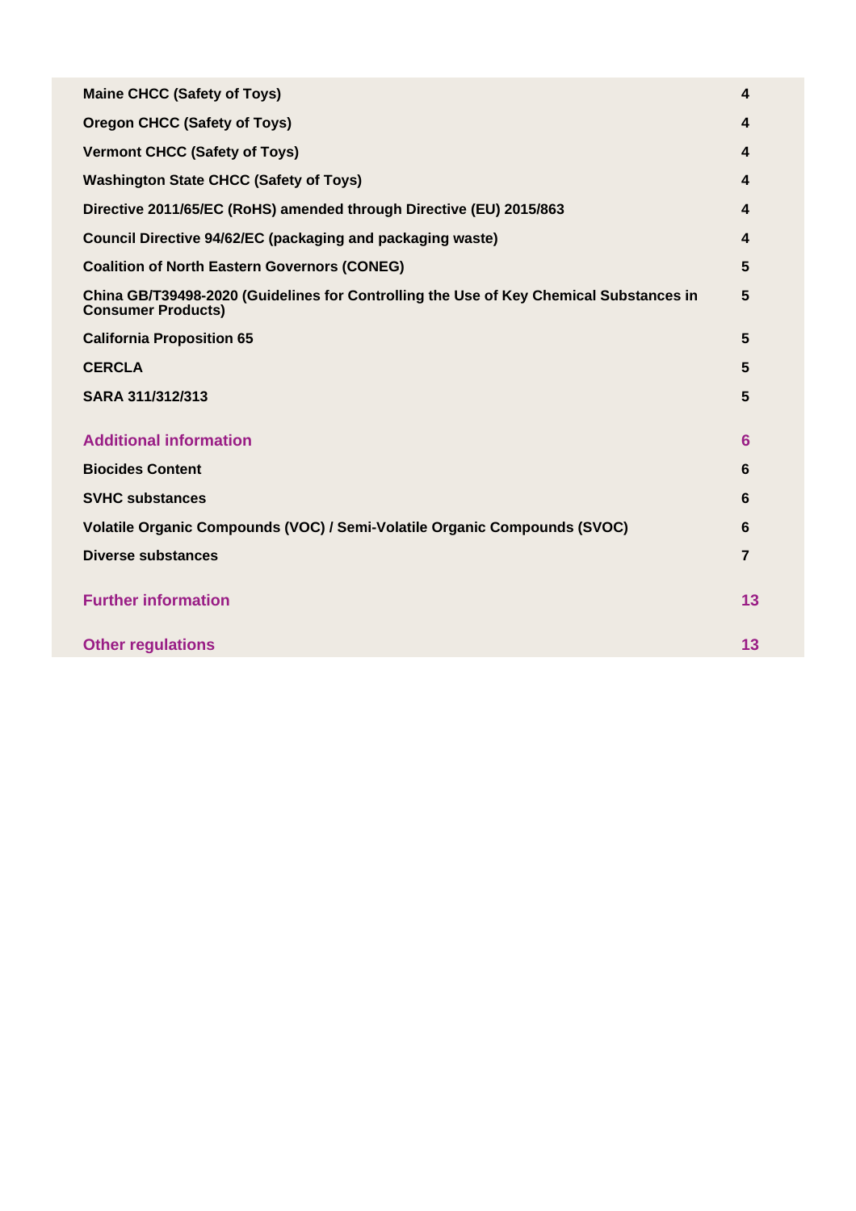| | |
|---|---|
| **Maine CHCC (Safety of Toys)** | **4** |
| **Oregon CHCC (Safety of Toys)** | **4** |
| **Vermont CHCC (Safety of Toys)** | **4** |
| **Washington State CHCC (Safety of Toys)** | **4** |
| **Directive 2011/65/EC (RoHS) amended through Directive (EU) 2015/863** | **4** |
| **Council Directive 94/62/EC (packaging and packaging waste)** | **4** |
| **Coalition of North Eastern Governors (CONEG)** | **5** |
| **China GB/T39498-2020 (Guidelines for Controlling the Use of Key Chemical Substances in Consumer Products)** | **5** |
| **California Proposition 65** | **5** |
| **CERCLA** | **5** |
| **SARA 311/312/313** | **5** |
| **Additional information** | **6** |
| **Biocides Content** | **6** |
| **SVHC substances** | **6** |
| **Volatile Organic Compounds (VOC) / Semi-Volatile Organic Compounds (SVOC)** | **6** |
| **Diverse substances** | **7** |
| **Further information** | **13** |
| **Other regulations** | **13** |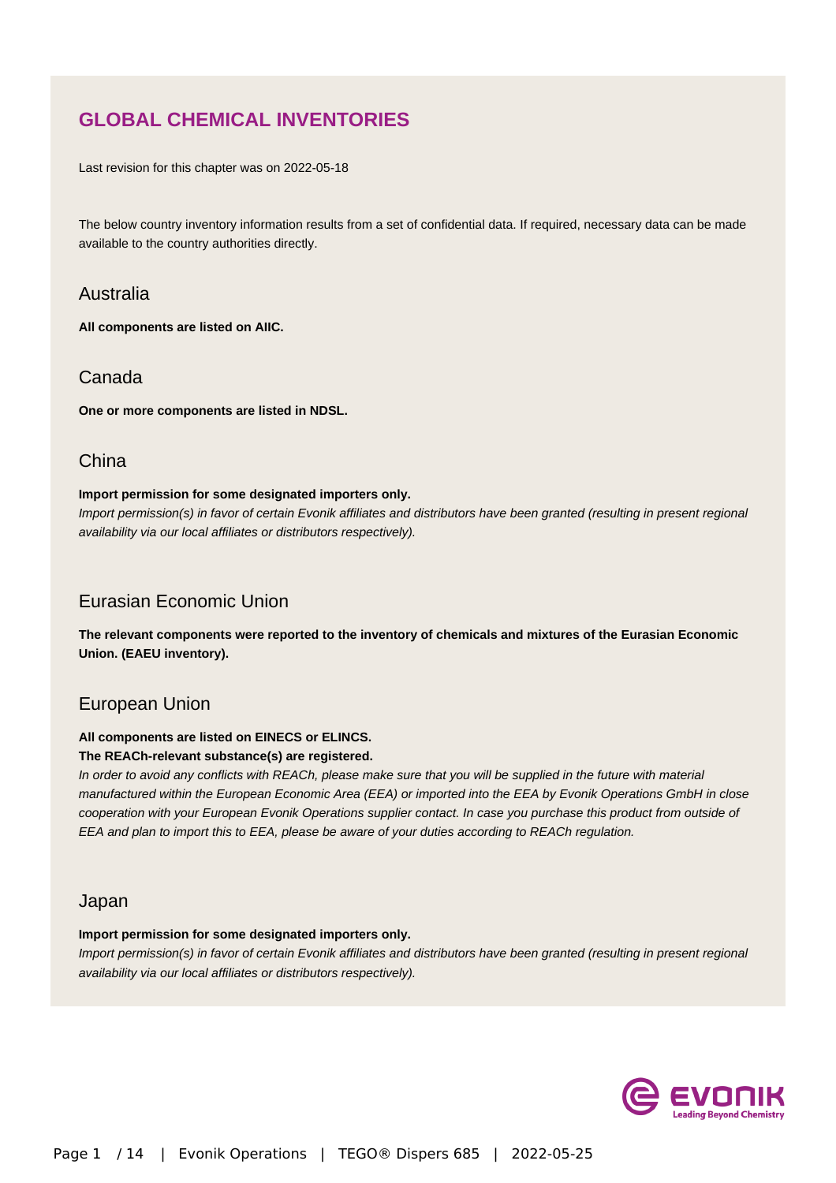## GLOBAL CHEMICAL INVENTORIES

Last revision for this chapter was on 2022-05-18

The below country inventory information results from a set of confidential data. If required, necessary data can be made available to the country authorities directly.

### Australia

**All components are listed on AIIC.**

### Canada

**One or more components are listed in NDSL.**

### China

**Import permission for some designated importers only.**
*Import permission(s) in favor of certain Evonik affiliates and distributors have been granted (resulting in present regional availability via our local affiliates or distributors respectively).*

### Eurasian Economic Union

**The relevant components were reported to the inventory of chemicals and mixtures of the Eurasian Economic Union. (EAEU inventory).**

### European Union

**All components are listed on EINECS or ELINCS.**
**The REACh-relevant substance(s) are registered.**
*In order to avoid any conflicts with REACh, please make sure that you will be supplied in the future with material manufactured within the European Economic Area (EEA) or imported into the EEA by Evonik Operations GmbH in close cooperation with your European Evonik Operations supplier contact. In case you purchase this product from outside of EEA and plan to import this to EEA, please be aware of your duties according to REACh regulation.*

### Japan

**Import permission for some designated importers only.**
*Import permission(s) in favor of certain Evonik affiliates and distributors have been granted (resulting in present regional availability via our local affiliates or distributors respectively).*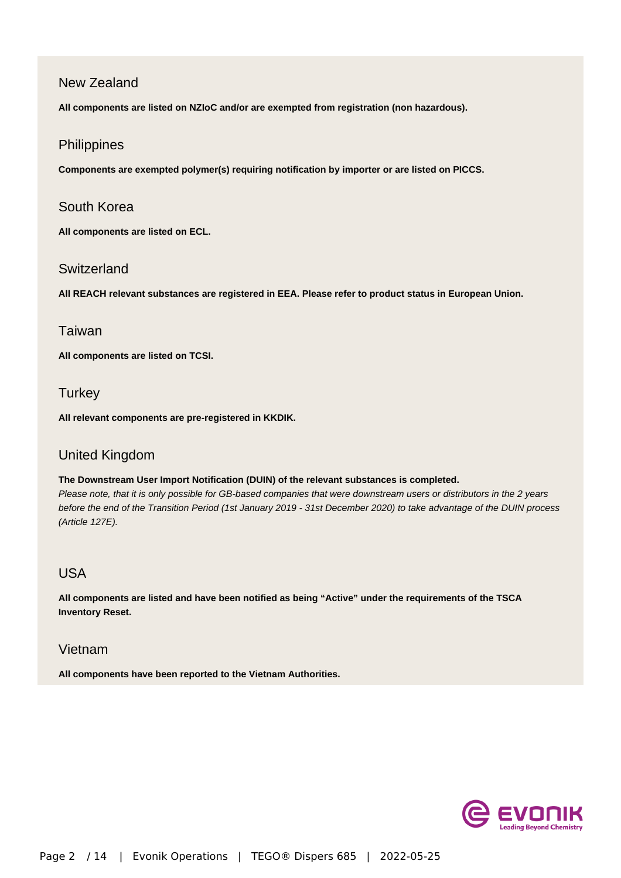## New Zealand

**All components are listed on NZIoC and/or are exempted from registration (non hazardous).**

## Philippines

**Components are exempted polymer(s) requiring notification by importer or are listed on PICCS.**

## South Korea

**All components are listed on ECL.**

## Switzerland

**All REACH relevant substances are registered in EEA. Please refer to product status in European Union.**

## Taiwan

**All components are listed on TCSI.**

## Turkey

**All relevant components are pre-registered in KKDIK.**

## United Kingdom

**The Downstream User Import Notification (DUIN) of the relevant substances is completed.**
*Please note, that it is only possible for GB-based companies that were downstream users or distributors in the 2 years before the end of the Transition Period (1st January 2019 - 31st December 2020) to take advantage of the DUIN process (Article 127E).*

## USA

**All components are listed and have been notified as being "Active" under the requirements of the TSCA Inventory Reset.**

## Vietnam

**All components have been reported to the Vietnam Authorities.**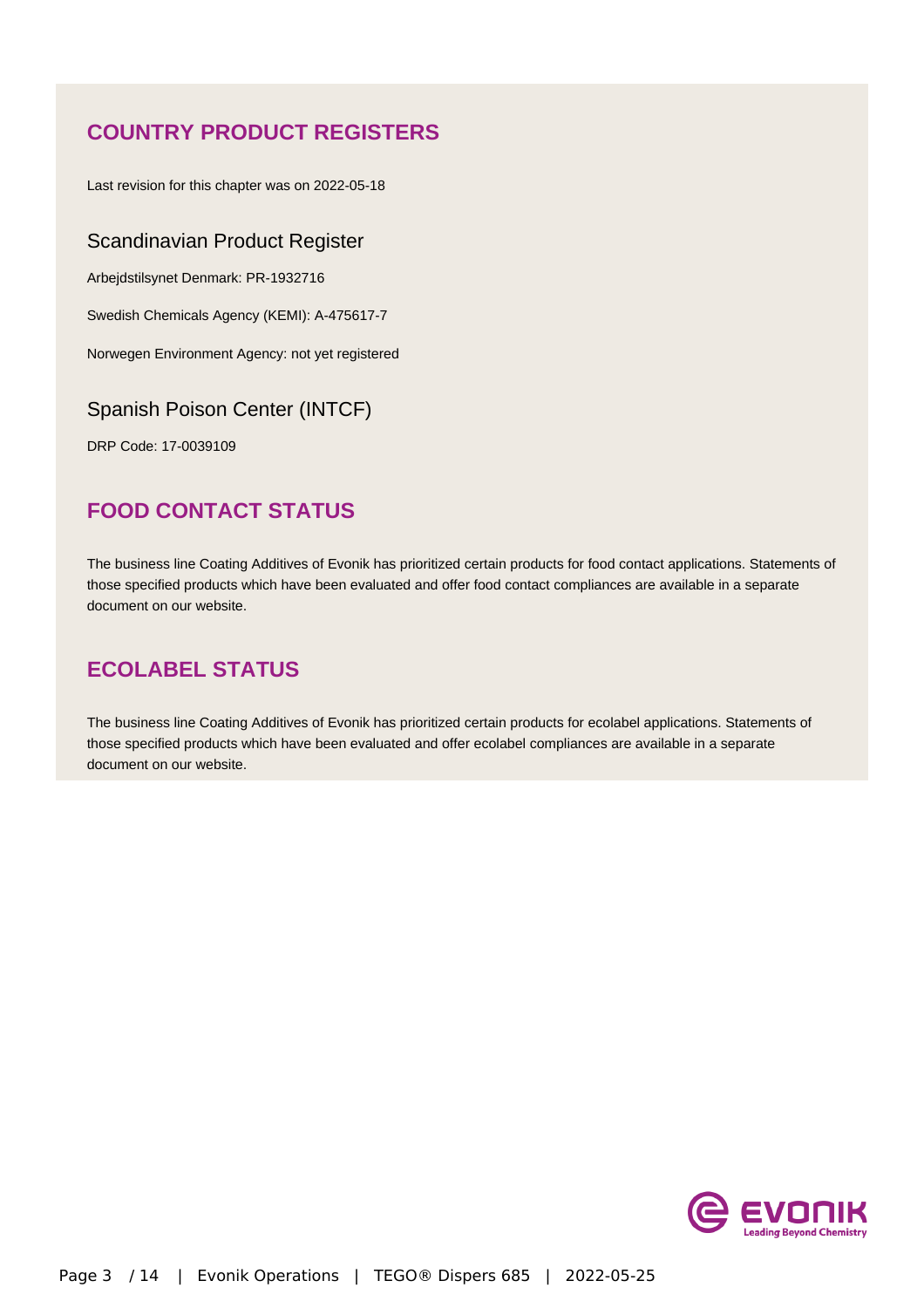## COUNTRY PRODUCT REGISTERS

Last revision for this chapter was on 2022-05-18

### Scandinavian Product Register

Arbejdstilsynet Denmark: PR-1932716

Swedish Chemicals Agency (KEMI): A-475617-7

Norwegen Environment Agency: not yet registered

### Spanish Poison Center (INTCF)

DRP Code: 17-0039109

## FOOD CONTACT STATUS

The business line Coating Additives of Evonik has prioritized certain products for food contact applications. Statements of those specified products which have been evaluated and offer food contact compliances are available in a separate document on our website.

## ECOLABEL STATUS

The business line Coating Additives of Evonik has prioritized certain products for ecolabel applications. Statements of those specified products which have been evaluated and offer ecolabel compliances are available in a separate document on our website.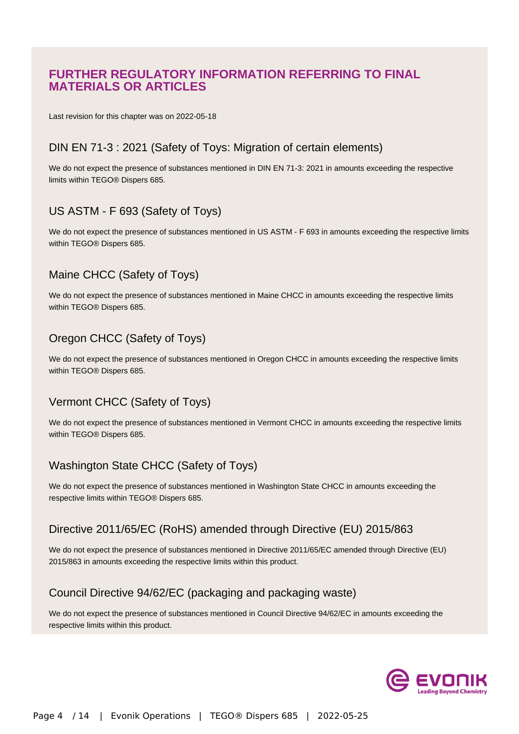## FURTHER REGULATORY INFORMATION REFERRING TO FINAL MATERIALS OR ARTICLES

Last revision for this chapter was on 2022-05-18

### DIN EN 71-3 : 2021 (Safety of Toys: Migration of certain elements)

We do not expect the presence of substances mentioned in DIN EN 71-3: 2021 in amounts exceeding the respective limits within TEGO® Dispers 685.

### US ASTM - F 693 (Safety of Toys)

We do not expect the presence of substances mentioned in US ASTM - F 693 in amounts exceeding the respective limits within TEGO® Dispers 685.

### Maine CHCC (Safety of Toys)

We do not expect the presence of substances mentioned in Maine CHCC in amounts exceeding the respective limits within TEGO® Dispers 685.

### Oregon CHCC (Safety of Toys)

We do not expect the presence of substances mentioned in Oregon CHCC in amounts exceeding the respective limits within TEGO® Dispers 685.

### Vermont CHCC (Safety of Toys)

We do not expect the presence of substances mentioned in Vermont CHCC in amounts exceeding the respective limits within TEGO® Dispers 685.

### Washington State CHCC (Safety of Toys)

We do not expect the presence of substances mentioned in Washington State CHCC in amounts exceeding the respective limits within TEGO® Dispers 685.

### Directive 2011/65/EC (RoHS) amended through Directive (EU) 2015/863

We do not expect the presence of substances mentioned in Directive 2011/65/EC amended through Directive (EU) 2015/863 in amounts exceeding the respective limits within this product.

### Council Directive 94/62/EC (packaging and packaging waste)

We do not expect the presence of substances mentioned in Council Directive 94/62/EC in amounts exceeding the respective limits within this product.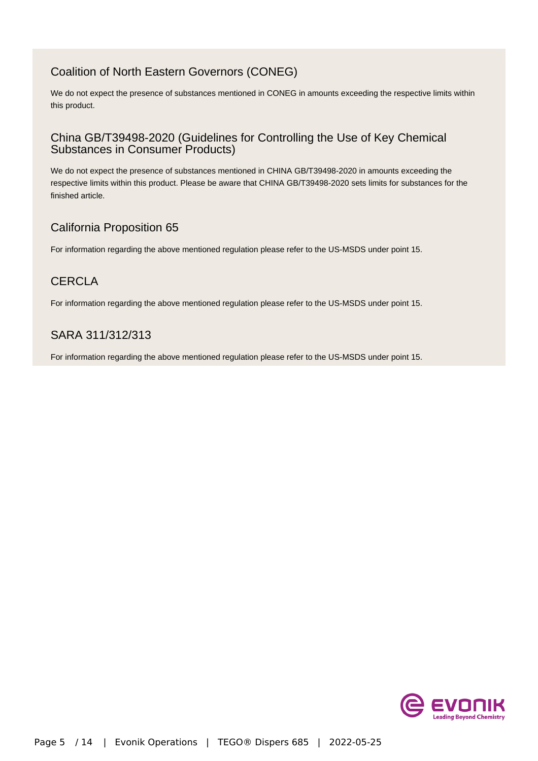## Coalition of North Eastern Governors (CONEG)

We do not expect the presence of substances mentioned in CONEG in amounts exceeding the respective limits within this product.

## China GB/T39498-2020 (Guidelines for Controlling the Use of Key Chemical Substances in Consumer Products)

We do not expect the presence of substances mentioned in CHINA GB/T39498-2020 in amounts exceeding the respective limits within this product. Please be aware that CHINA GB/T39498-2020 sets limits for substances for the finished article.

## California Proposition 65

For information regarding the above mentioned regulation please refer to the US-MSDS under point 15.

## CERCLA

For information regarding the above mentioned regulation please refer to the US-MSDS under point 15.

## SARA 311/312/313

For information regarding the above mentioned regulation please refer to the US-MSDS under point 15.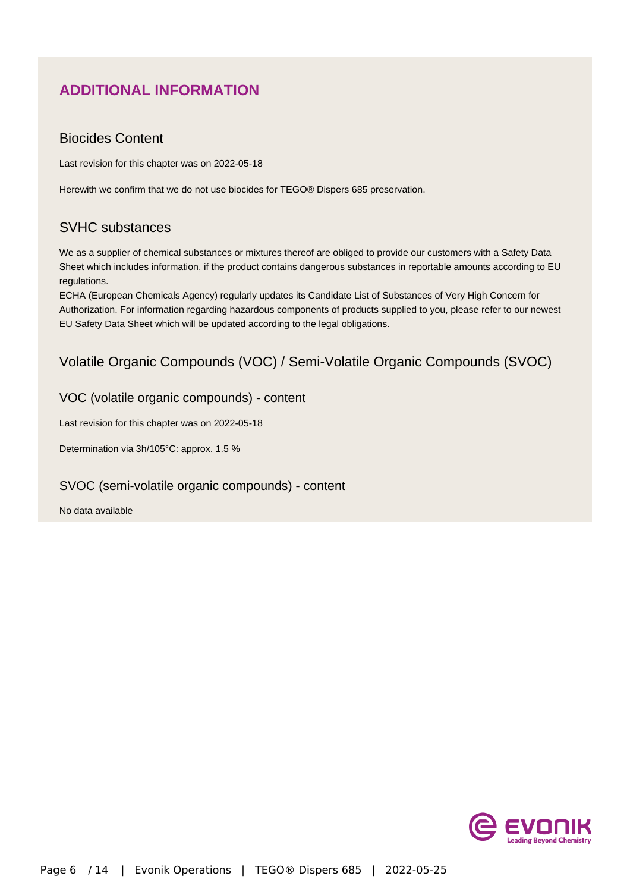## ADDITIONAL INFORMATION

### Biocides Content

Last revision for this chapter was on 2022-05-18

Herewith we confirm that we do not use biocides for TEGO® Dispers 685 preservation.

### SVHC substances

We as a supplier of chemical substances or mixtures thereof are obliged to provide our customers with a Safety Data Sheet which includes information, if the product contains dangerous substances in reportable amounts according to EU regulations.
ECHA (European Chemicals Agency) regularly updates its Candidate List of Substances of Very High Concern for Authorization. For information regarding hazardous components of products supplied to you, please refer to our newest EU Safety Data Sheet which will be updated according to the legal obligations.

### Volatile Organic Compounds (VOC) / Semi-Volatile Organic Compounds (SVOC)

#### VOC (volatile organic compounds) - content

Last revision for this chapter was on 2022-05-18

Determination via 3h/105°C: approx. 1.5 %

#### SVOC (semi-volatile organic compounds) - content

No data available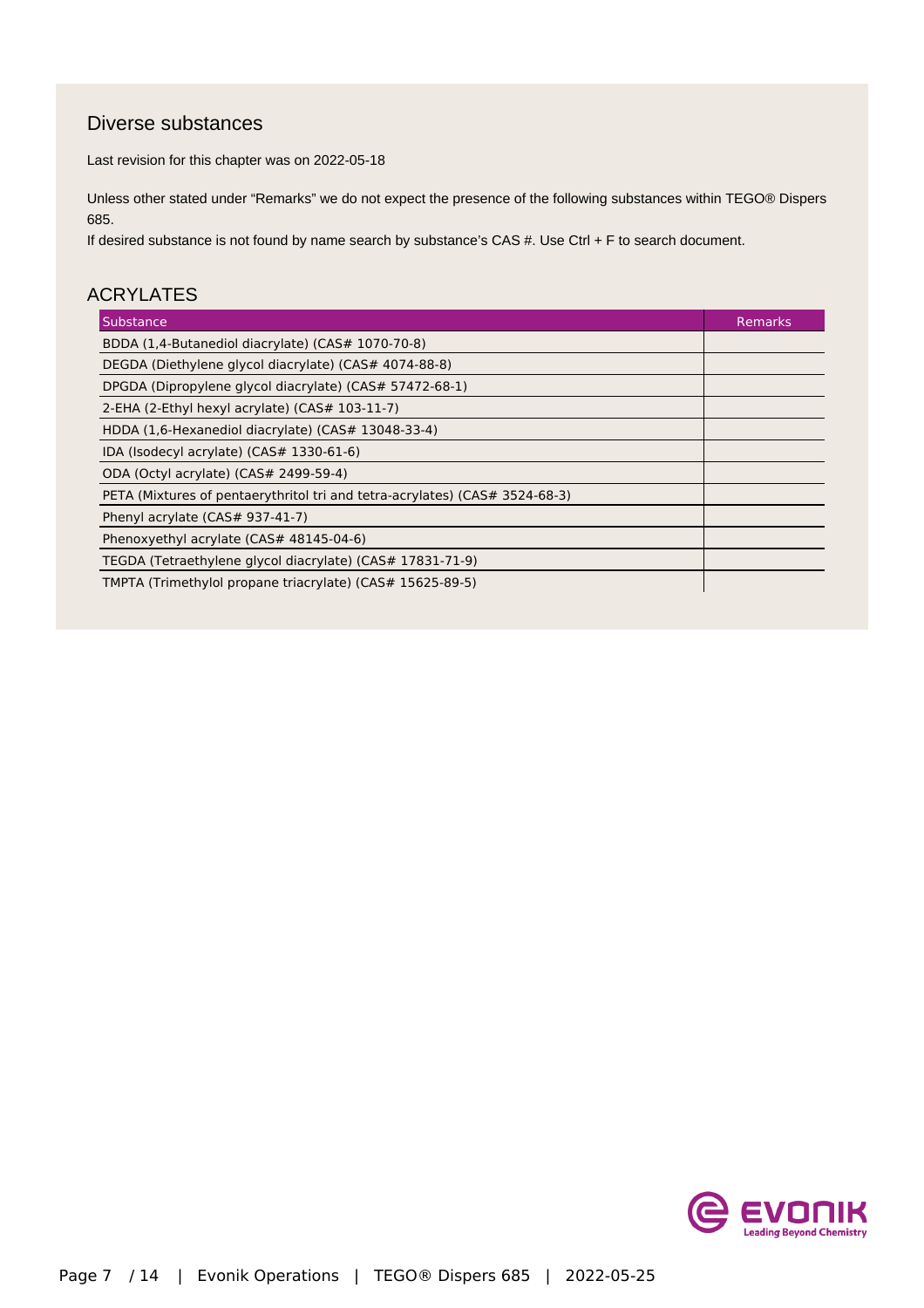## Diverse substances

Last revision for this chapter was on 2022-05-18

Unless other stated under “Remarks” we do not expect the presence of the following substances within TEGO® Dispers 685.
If desired substance is not found by name search by substance’s CAS #. Use Ctrl + F to search document.

### ACRYLATES

| Substance | Remarks |
|---|---|
| BDDA (1,4-Butanediol diacrylate) (CAS# 1070-70-8) | |
| DEGDA (Diethylene glycol diacrylate) (CAS# 4074-88-8) | |
| DPGDA (Dipropylene glycol diacrylate) (CAS# 57472-68-1) | |
| 2-EHA (2-Ethyl hexyl acrylate) (CAS# 103-11-7) | |
| HDDA (1,6-Hexanediol diacrylate) (CAS# 13048-33-4) | |
| IDA (Isodecyl acrylate) (CAS# 1330-61-6) | |
| ODA (Octyl acrylate) (CAS# 2499-59-4) | |
| PETA (Mixtures of pentaerythritol tri and tetra-acrylates) (CAS# 3524-68-3) | |
| Phenyl acrylate (CAS# 937-41-7) | |
| Phenoxyethyl acrylate (CAS# 48145-04-6) | |
| TEGDA (Tetraethylene glycol diacrylate) (CAS# 17831-71-9) | |
| TMPTA (Trimethylol propane triacrylate) (CAS# 15625-89-5) | |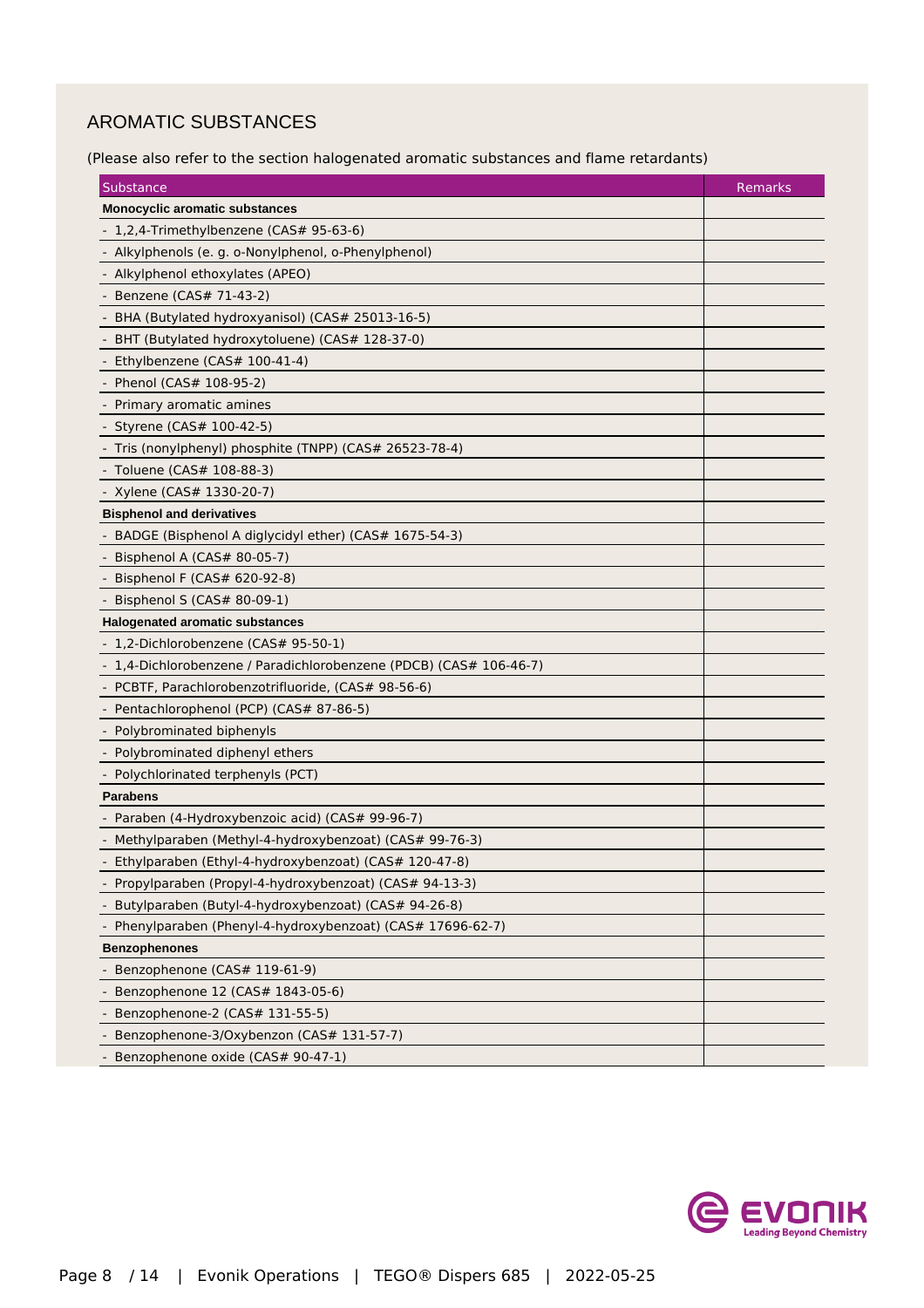## AROMATIC SUBSTANCES

(Please also refer to the section halogenated aromatic substances and flame retardants)

| Substance | Remarks |
| --- | --- |
| **Monocyclic aromatic substances** | |
| - 1,2,4-Trimethylbenzene (CAS# 95-63-6) | |
| - Alkylphenols (e. g. o-Nonylphenol, o-Phenylphenol) | |
| - Alkylphenol ethoxylates (APEO) | |
| - Benzene (CAS# 71-43-2) | |
| - BHA (Butylated hydroxyanisol) (CAS# 25013-16-5) | |
| - BHT (Butylated hydroxytoluene) (CAS# 128-37-0) | |
| - Ethylbenzene (CAS# 100-41-4) | |
| - Phenol (CAS# 108-95-2) | |
| - Primary aromatic amines | |
| - Styrene (CAS# 100-42-5) | |
| - Tris (nonylphenyl) phosphite (TNPP) (CAS# 26523-78-4) | |
| - Toluene (CAS# 108-88-3) | |
| - Xylene (CAS# 1330-20-7) | |
| **Bisphenol and derivatives** | |
| - BADGE (Bisphenol A diglycidyl ether) (CAS# 1675-54-3) | |
| - Bisphenol A (CAS# 80-05-7) | |
| - Bisphenol F (CAS# 620-92-8) | |
| - Bisphenol S (CAS# 80-09-1) | |
| **Halogenated aromatic substances** | |
| - 1,2-Dichlorobenzene (CAS# 95-50-1) | |
| - 1,4-Dichlorobenzene / Paradichlorobenzene (PDCB) (CAS# 106-46-7) | |
| - PCBTF, Parachlorobenzotrifluoride, (CAS# 98-56-6) | |
| - Pentachlorophenol (PCP) (CAS# 87-86-5) | |
| - Polybrominated biphenyls | |
| - Polybrominated diphenyl ethers | |
| - Polychlorinated terphenyls (PCT) | |
| **Parabens** | |
| - Paraben (4-Hydroxybenzoic acid) (CAS# 99-96-7) | |
| - Methylparaben (Methyl-4-hydroxybenzoat) (CAS# 99-76-3) | |
| - Ethylparaben (Ethyl-4-hydroxybenzoat) (CAS# 120-47-8) | |
| - Propylparaben (Propyl-4-hydroxybenzoat) (CAS# 94-13-3) | |
| - Butylparaben (Butyl-4-hydroxybenzoat) (CAS# 94-26-8) | |
| - Phenylparaben (Phenyl-4-hydroxybenzoat) (CAS# 17696-62-7) | |
| **Benzophenones** | |
| - Benzophenone (CAS# 119-61-9) | |
| - Benzophenone 12 (CAS# 1843-05-6) | |
| - Benzophenone-2 (CAS# 131-55-5) | |
| - Benzophenone-3/Oxybenzon (CAS# 131-57-7) | |
| - Benzophenone oxide (CAS# 90-47-1) | |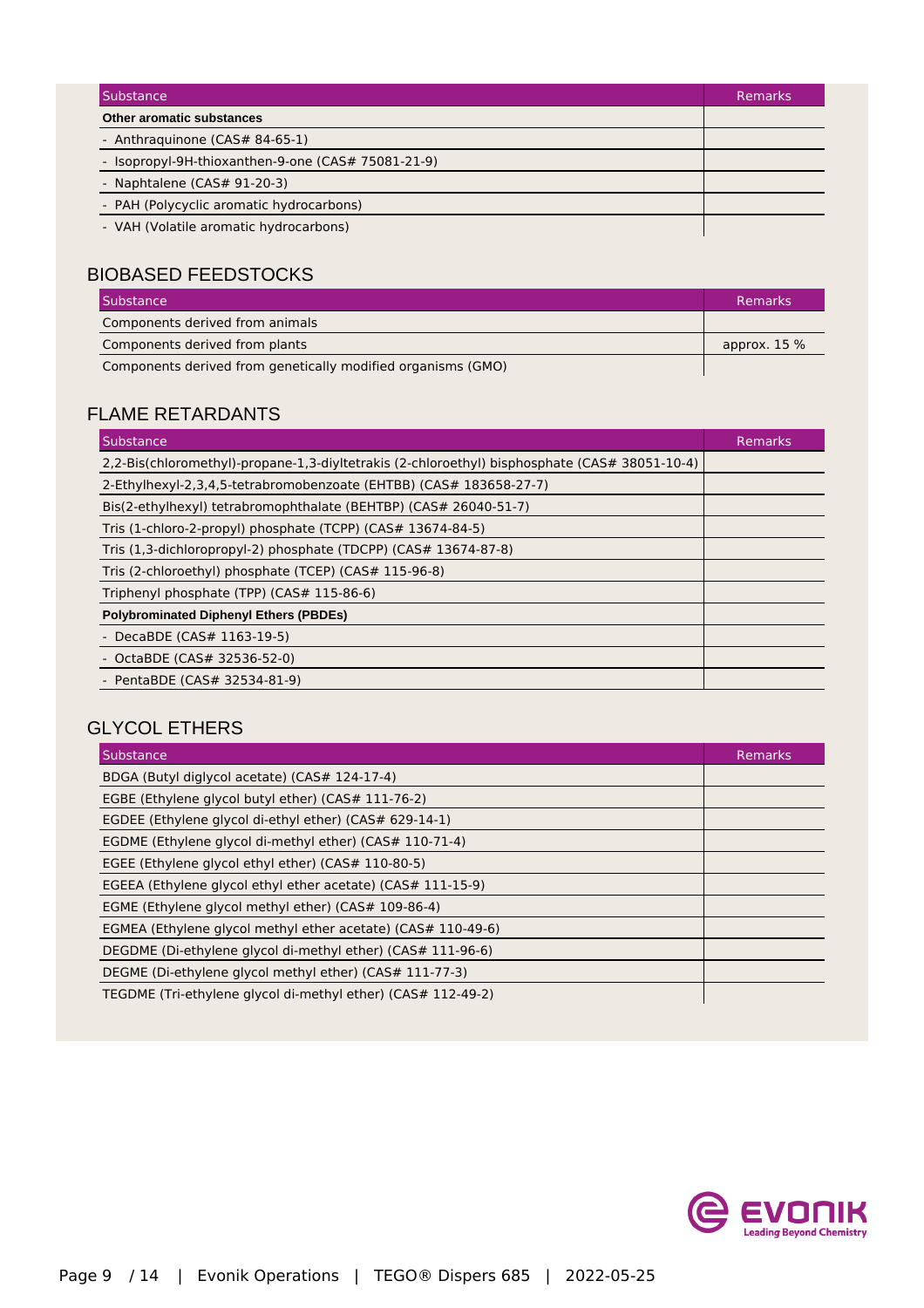| Substance | Remarks |
| --- | --- |
| **Other aromatic substances** | |
| - Anthraquinone (CAS# 84-65-1) | |
| - Isopropyl-9H-thioxanthen-9-one (CAS# 75081-21-9) | |
| - Naphtalene (CAS# 91-20-3) | |
| - PAH (Polycyclic aromatic hydrocarbons) | |
| - VAH (Volatile aromatic hydrocarbons) | |

## BIOBASED FEEDSTOCKS

| Substance | Remarks |
| --- | --- |
| Components derived from animals | |
| Components derived from plants | approx. 15 % |
| Components derived from genetically modified organisms (GMO) | |

## FLAME RETARDANTS

| Substance | Remarks |
| --- | --- |
| 2,2-Bis(chloromethyl)-propane-1,3-diyltetrakis (2-chloroethyl) bisphosphate (CAS# 38051-10-4) | |
| 2-Ethylhexyl-2,3,4,5-tetrabromobenzoate (EHTBB) (CAS# 183658-27-7) | |
| Bis(2-ethylhexyl) tetrabromophthalate (BEHTBP) (CAS# 26040-51-7) | |
| Tris (1-chloro-2-propyl) phosphate (TCPP) (CAS# 13674-84-5) | |
| Tris (1,3-dichloropropyl-2) phosphate (TDCPP) (CAS# 13674-87-8) | |
| Tris (2-chloroethyl) phosphate (TCEP) (CAS# 115-96-8) | |
| Triphenyl phosphate (TPP) (CAS# 115-86-6) | |
| **Polybrominated Diphenyl Ethers (PBDEs)** | |
| - DecaBDE (CAS# 1163-19-5) | |
| - OctaBDE (CAS# 32536-52-0) | |
| - PentaBDE (CAS# 32534-81-9) | |

## GLYCOL ETHERS

| Substance | Remarks |
| --- | --- |
| BDGA (Butyl diglycol acetate) (CAS# 124-17-4) | |
| EGBE (Ethylene glycol butyl ether) (CAS# 111-76-2) | |
| EGDEE (Ethylene glycol di-ethyl ether) (CAS# 629-14-1) | |
| EGDME (Ethylene glycol di-methyl ether) (CAS# 110-71-4) | |
| EGEE (Ethylene glycol ethyl ether) (CAS# 110-80-5) | |
| EGEEA (Ethylene glycol ethyl ether acetate) (CAS# 111-15-9) | |
| EGME (Ethylene glycol methyl ether) (CAS# 109-86-4) | |
| EGMEA (Ethylene glycol methyl ether acetate) (CAS# 110-49-6) | |
| DEGDME (Di-ethylene glycol di-methyl ether) (CAS# 111-96-6) | |
| DEGME (Di-ethylene glycol methyl ether) (CAS# 111-77-3) | |
| TEGDME (Tri-ethylene glycol di-methyl ether) (CAS# 112-49-2) | |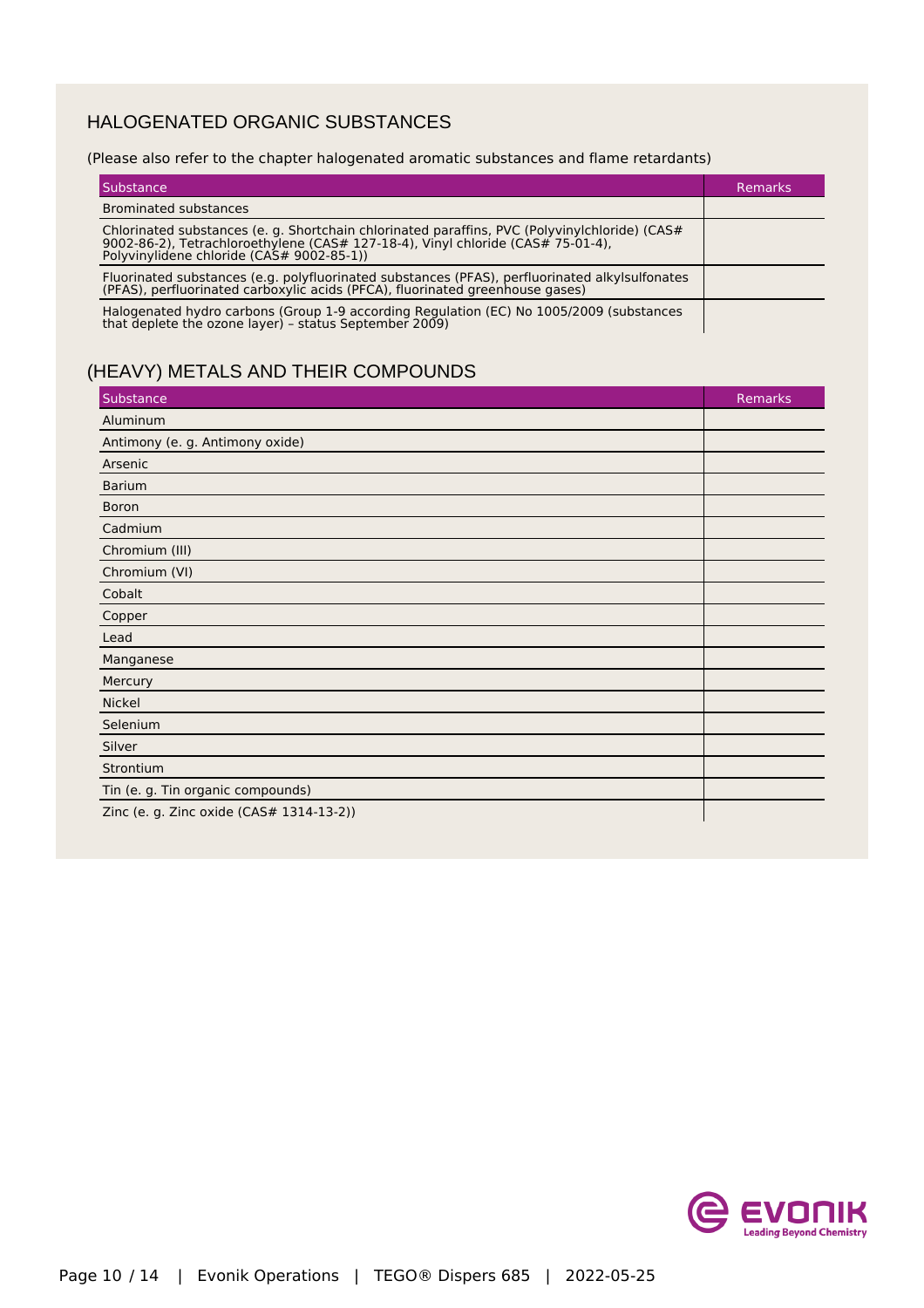## HALOGENATED ORGANIC SUBSTANCES

(Please also refer to the chapter halogenated aromatic substances and flame retardants)

| Substance | Remarks |
|---|---|
| Brominated substances | |
| Chlorinated substances (e. g. Shortchain chlorinated paraffins, PVC (Polyvinylchloride) (CAS# 9002-86-2), Tetrachloroethylene (CAS# 127-18-4), Vinyl chloride (CAS# 75-01-4), Polyvinylidene chloride (CAS# 9002-85-1)) | |
| Fluorinated substances (e.g. polyfluorinated substances (PFAS), perfluorinated alkylsulfonates (PFAS), perfluorinated carboxylic acids (PFCA), fluorinated greenhouse gases) | |
| Halogenated hydro carbons (Group 1-9 according Regulation (EC) No 1005/2009 (substances that deplete the ozone layer) – status September 2009) | |

## (HEAVY) METALS AND THEIR COMPOUNDS

| Substance | Remarks |
|---|---|
| Aluminum | |
| Antimony (e. g. Antimony oxide) | |
| Arsenic | |
| Barium | |
| Boron | |
| Cadmium | |
| Chromium (III) | |
| Chromium (VI) | |
| Cobalt | |
| Copper | |
| Lead | |
| Manganese | |
| Mercury | |
| Nickel | |
| Selenium | |
| Silver | |
| Strontium | |
| Tin (e. g. Tin organic compounds) | |
| Zinc (e. g. Zinc oxide (CAS# 1314-13-2)) | |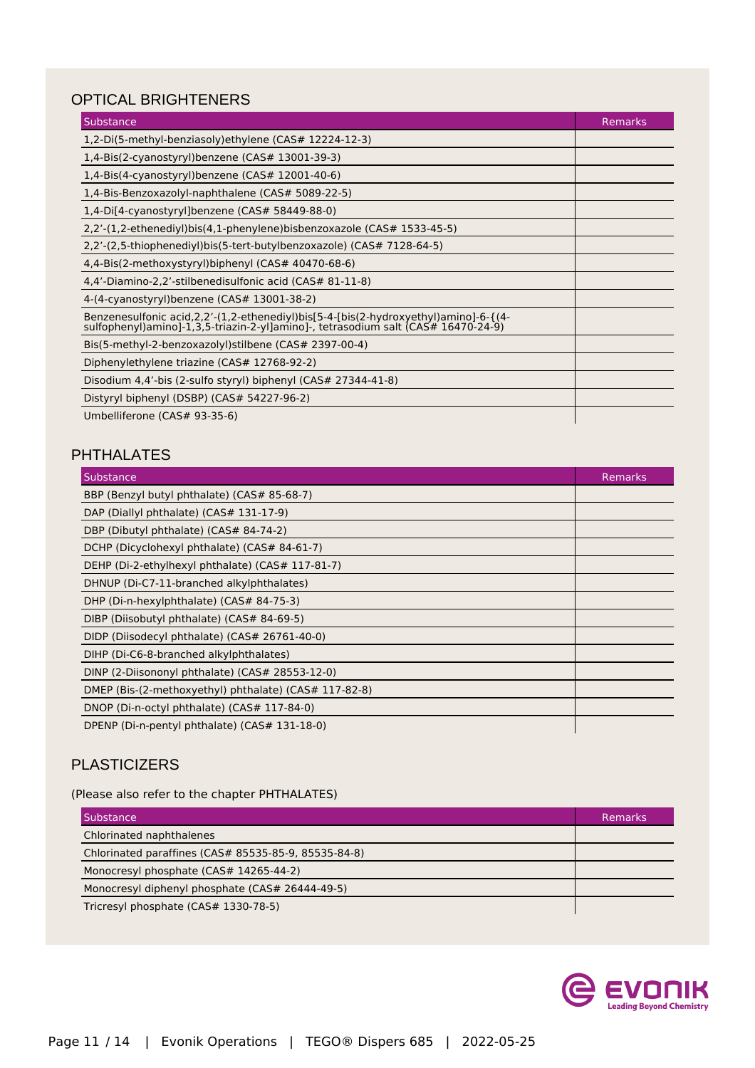## OPTICAL BRIGHTENERS

| Substance | Remarks |
|---|---|
| 1,2-Di(5-methyl-benziasoly)ethylene (CAS# 12224-12-3) | |
| 1,4-Bis(2-cyanostyryl)benzene (CAS# 13001-39-3) | |
| 1,4-Bis(4-cyanostyryl)benzene (CAS# 12001-40-6) | |
| 1,4-Bis-Benzoxazolyl-naphthalene (CAS# 5089-22-5) | |
| 1,4-Di[4-cyanostyryl]benzene (CAS# 58449-88-0) | |
| 2,2'-(1,2-ethenediyl)bis(4,1-phenylene)bisbenzoxazole (CAS# 1533-45-5) | |
| 2,2'-(2,5-thiophenediyl)bis(5-tert-butylbenzoxazole) (CAS# 7128-64-5) | |
| 4,4-Bis(2-methoxystyryl)biphenyl (CAS# 40470-68-6) | |
| 4,4'-Diamino-2,2'-stilbenedisulfonic acid (CAS# 81-11-8) | |
| 4-(4-cyanostyryl)benzene (CAS# 13001-38-2) | |
| Benzenesulfonic acid,2,2'-(1,2-ethenediyl)bis[5-4-[bis(2-hydroxyethyl)amino]-6-{(4-sulfophenyl)amino]-1,3,5-triazin-2-yl]amino]-, tetrasodium salt (CAS# 16470-24-9) | |
| Bis(5-methyl-2-benzoxazolyl)stilbene (CAS# 2397-00-4) | |
| Diphenylethylene triazine (CAS# 12768-92-2) | |
| Disodium 4,4'-bis (2-sulfo styryl) biphenyl (CAS# 27344-41-8) | |
| Distyryl biphenyl (DSBP) (CAS# 54227-96-2) | |
| Umbelliferone (CAS# 93-35-6) | |

## PHTHALATES

| Substance | Remarks |
|---|---|
| BBP (Benzyl butyl phthalate) (CAS# 85-68-7) | |
| DAP (Diallyl phthalate) (CAS# 131-17-9) | |
| DBP (Dibutyl phthalate) (CAS# 84-74-2) | |
| DCHP (Dicyclohexyl phthalate) (CAS# 84-61-7) | |
| DEHP (Di-2-ethylhexyl phthalate) (CAS# 117-81-7) | |
| DHNUP (Di-C7-11-branched alkylphthalates) | |
| DHP (Di-n-hexylphthalate) (CAS# 84-75-3) | |
| DIBP (Diisobutyl phthalate) (CAS# 84-69-5) | |
| DIDP (Diisodecyl phthalate) (CAS# 26761-40-0) | |
| DIHP (Di-C6-8-branched alkylphthalates) | |
| DINP (2-Diisononyl phthalate) (CAS# 28553-12-0) | |
| DMEP (Bis-(2-methoxyethyl) phthalate) (CAS# 117-82-8) | |
| DNOP (Di-n-octyl phthalate) (CAS# 117-84-0) | |
| DPENP (Di-n-pentyl phthalate) (CAS# 131-18-0) | |

## PLASTICIZERS

(Please also refer to the chapter PHTHALATES)

| Substance | Remarks |
|---|---|
| Chlorinated naphthalenes | |
| Chlorinated paraffines (CAS# 85535-85-9, 85535-84-8) | |
| Monocresyl phosphate (CAS# 14265-44-2) | |
| Monocresyl diphenyl phosphate (CAS# 26444-49-5) | |
| Tricresyl phosphate (CAS# 1330-78-5) | |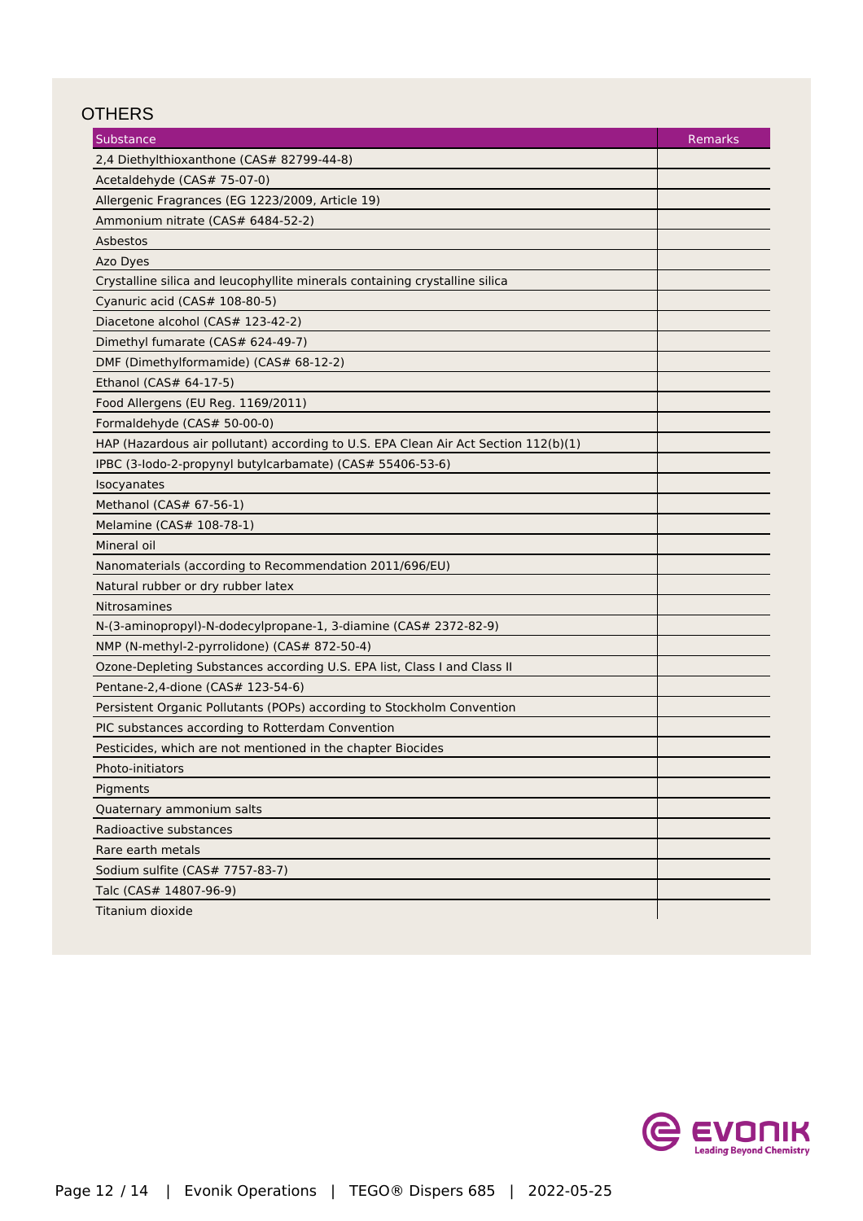## OTHERS

| Substance | Remarks |
|---|---|
| 2,4 Diethylthioxanthone (CAS# 82799-44-8) | |
| Acetaldehyde (CAS# 75-07-0) | |
| Allergenic Fragrances (EG 1223/2009, Article 19) | |
| Ammonium nitrate (CAS# 6484-52-2) | |
| Asbestos | |
| Azo Dyes | |
| Crystalline silica and leucophyllite minerals containing crystalline silica | |
| Cyanuric acid (CAS# 108-80-5) | |
| Diacetone alcohol (CAS# 123-42-2) | |
| Dimethyl fumarate (CAS# 624-49-7) | |
| DMF (Dimethylformamide) (CAS# 68-12-2) | |
| Ethanol (CAS# 64-17-5) | |
| Food Allergens (EU Reg. 1169/2011) | |
| Formaldehyde (CAS# 50-00-0) | |
| HAP (Hazardous air pollutant) according to U.S. EPA Clean Air Act Section 112(b)(1) | |
| IPBC (3-Iodo-2-propynyl butylcarbamate) (CAS# 55406-53-6) | |
| Isocyanates | |
| Methanol (CAS# 67-56-1) | |
| Melamine (CAS# 108-78-1) | |
| Mineral oil | |
| Nanomaterials (according to Recommendation 2011/696/EU) | |
| Natural rubber or dry rubber latex | |
| Nitrosamines | |
| N-(3-aminopropyl)-N-dodecylpropane-1, 3-diamine (CAS# 2372-82-9) | |
| NMP (N-methyl-2-pyrrolidone) (CAS# 872-50-4) | |
| Ozone-Depleting Substances according U.S. EPA list, Class I and Class II | |
| Pentane-2,4-dione (CAS# 123-54-6) | |
| Persistent Organic Pollutants (POPs) according to Stockholm Convention | |
| PIC substances according to Rotterdam Convention | |
| Pesticides, which are not mentioned in the chapter Biocides | |
| Photo-initiators | |
| Pigments | |
| Quaternary ammonium salts | |
| Radioactive substances | |
| Rare earth metals | |
| Sodium sulfite (CAS# 7757-83-7) | |
| Talc (CAS# 14807-96-9) | |
| Titanium dioxide | |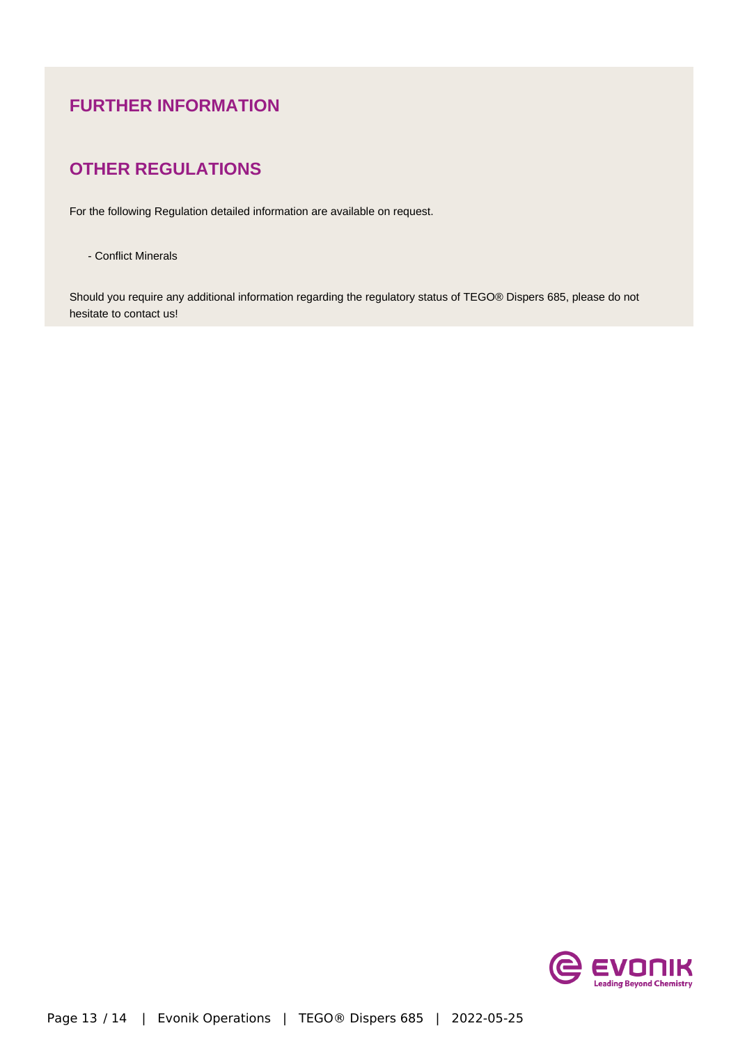## FURTHER INFORMATION

## OTHER REGULATIONS

For the following Regulation detailed information are available on request.

- Conflict Minerals

Should you require any additional information regarding the regulatory status of TEGO® Dispers 685, please do not hesitate to contact us!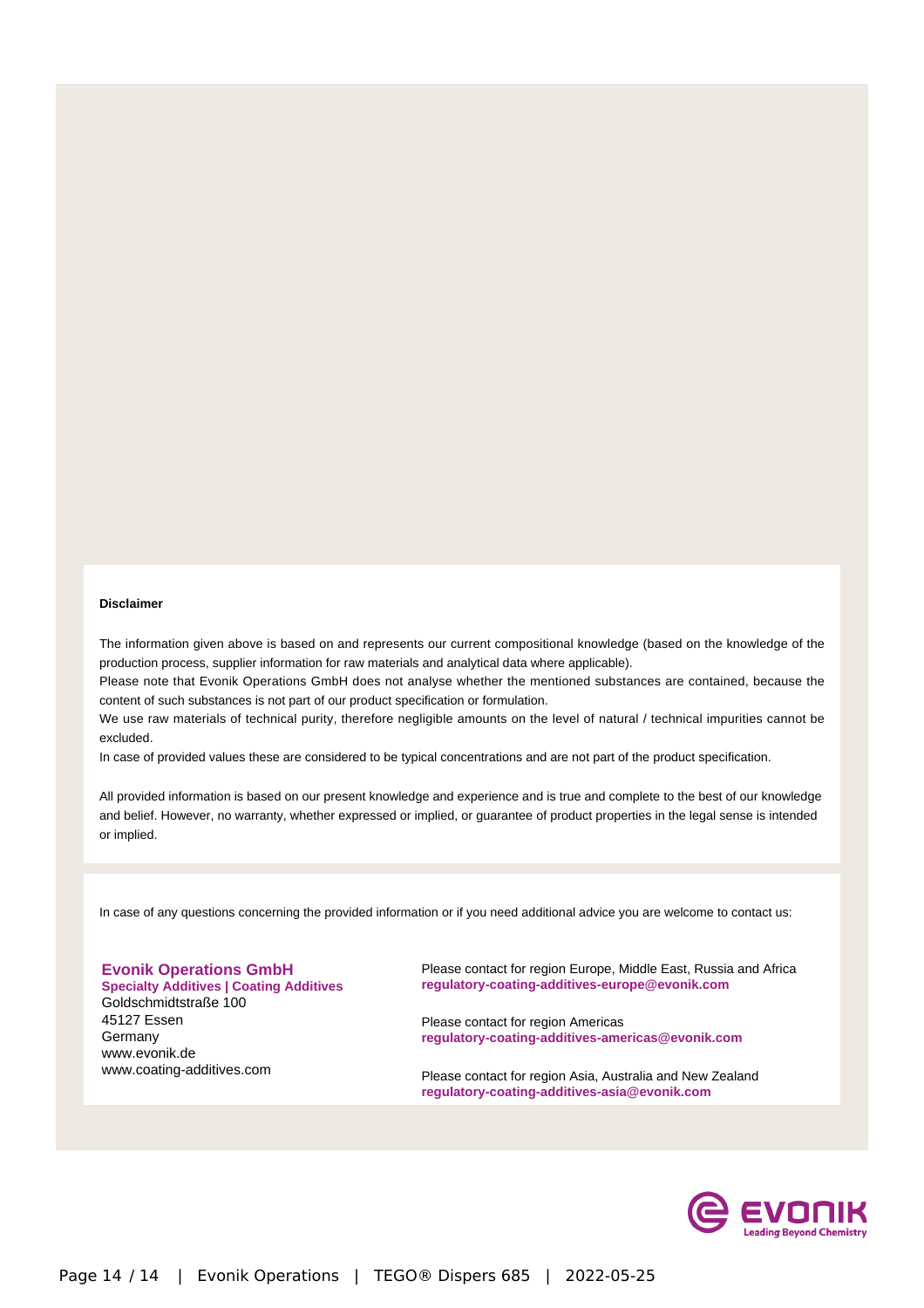**Disclaimer**

The information given above is based on and represents our current compositional knowledge (based on the knowledge of the production process, supplier information for raw materials and analytical data where applicable).
Please note that Evonik Operations GmbH does not analyse whether the mentioned substances are contained, because the content of such substances is not part of our product specification or formulation.
We use raw materials of technical purity, therefore negligible amounts on the level of natural / technical impurities cannot be excluded.
In case of provided values these are considered to be typical concentrations and are not part of the product specification.

All provided information is based on our present knowledge and experience and is true and complete to the best of our knowledge and belief. However, no warranty, whether expressed or implied, or guarantee of product properties in the legal sense is intended or implied.

In case of any questions concerning the provided information or if you need additional advice you are welcome to contact us:

**Evonik Operations GmbH**
**Specialty Additives | Coating Additives**
Goldschmidtstraße 100
45127 Essen
Germany
www.evonik.de
www.coating-additives.com

Please contact for region Europe, Middle East, Russia and Africa
**regulatory-coating-additives-europe@evonik.com**

Please contact for region Americas
**regulatory-coating-additives-americas@evonik.com**

Please contact for region Asia, Australia and New Zealand
**regulatory-coating-additives-asia@evonik.com**

EVONIK
Leading Beyond Chemistry